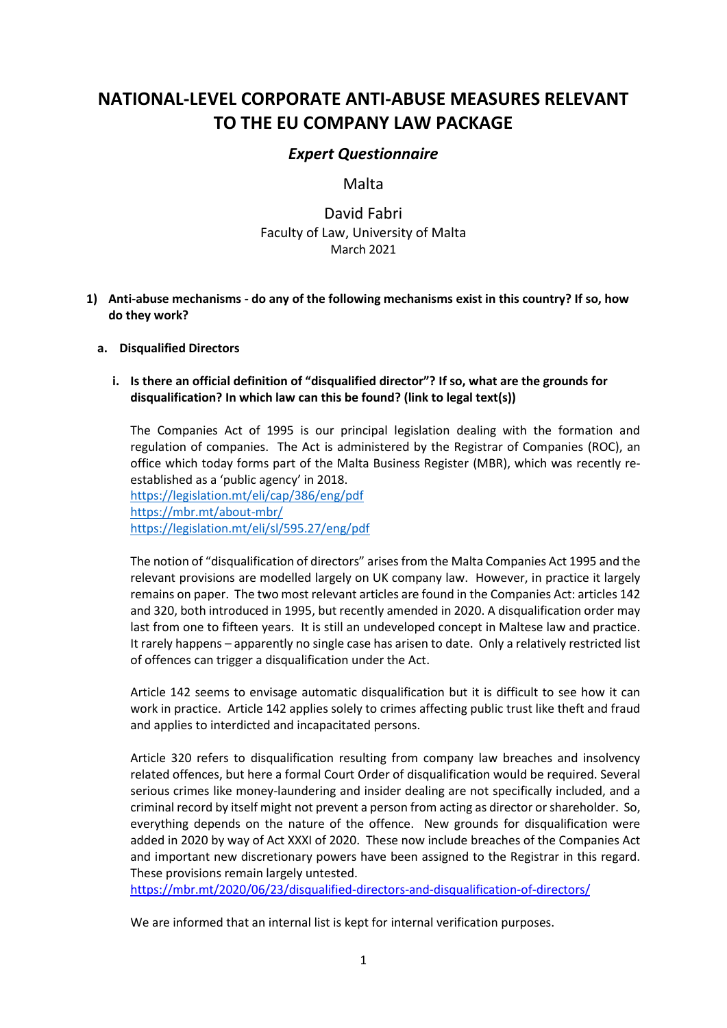# NATIONAL-LEVEL CORPORATE ANTI-ABUSE MEASURES RELEVANT TO THE EU COMPANY LAW PACKAGE

## *Expert Questionnaire*

Malta

David Fabri
Faculty of Law, University of Malta
March 2021

**1) Anti-abuse mechanisms - do any of the following mechanisms exist in this country? If so, how do they work?**

**a. Disqualified Directors**

**i. Is there an official definition of "disqualified director"? If so, what are the grounds for disqualification? In which law can this be found? (link to legal text(s))**

The Companies Act of 1995 is our principal legislation dealing with the formation and regulation of companies. The Act is administered by the Registrar of Companies (ROC), an office which today forms part of the Malta Business Register (MBR), which was recently re-established as a 'public agency' in 2018.
https://legislation.mt/eli/cap/386/eng/pdf
https://mbr.mt/about-mbr/
https://legislation.mt/eli/sl/595.27/eng/pdf

The notion of "disqualification of directors" arises from the Malta Companies Act 1995 and the relevant provisions are modelled largely on UK company law. However, in practice it largely remains on paper. The two most relevant articles are found in the Companies Act: articles 142 and 320, both introduced in 1995, but recently amended in 2020. A disqualification order may last from one to fifteen years. It is still an undeveloped concept in Maltese law and practice. It rarely happens – apparently no single case has arisen to date. Only a relatively restricted list of offences can trigger a disqualification under the Act.

Article 142 seems to envisage automatic disqualification but it is difficult to see how it can work in practice. Article 142 applies solely to crimes affecting public trust like theft and fraud and applies to interdicted and incapacitated persons.

Article 320 refers to disqualification resulting from company law breaches and insolvency related offences, but here a formal Court Order of disqualification would be required. Several serious crimes like money-laundering and insider dealing are not specifically included, and a criminal record by itself might not prevent a person from acting as director or shareholder. So, everything depends on the nature of the offence. New grounds for disqualification were added in 2020 by way of Act XXXI of 2020. These now include breaches of the Companies Act and important new discretionary powers have been assigned to the Registrar in this regard. These provisions remain largely untested.
https://mbr.mt/2020/06/23/disqualified-directors-and-disqualification-of-directors/

We are informed that an internal list is kept for internal verification purposes.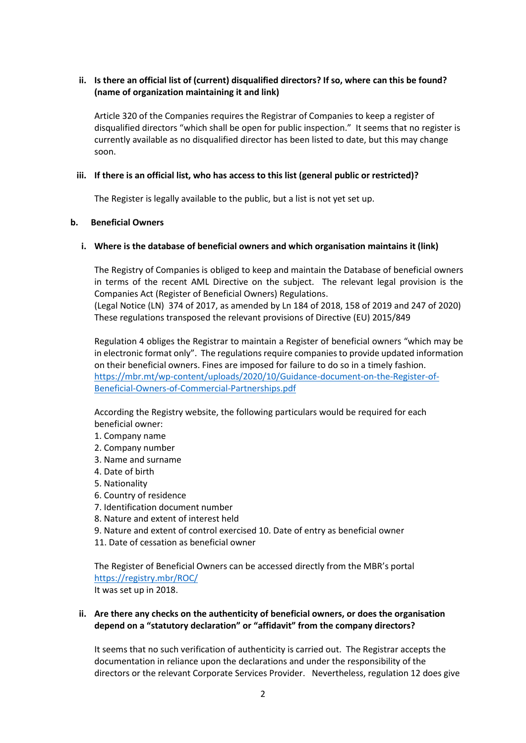**ii. Is there an official list of (current) disqualified directors? If so, where can this be found? (name of organization maintaining it and link)**

Article 320 of the Companies requires the Registrar of Companies to keep a register of disqualified directors "which shall be open for public inspection." It seems that no register is currently available as no disqualified director has been listed to date, but this may change soon.

**iii. If there is an official list, who has access to this list (general public or restricted)?**

The Register is legally available to the public, but a list is not yet set up.

**b. Beneficial Owners**

**i. Where is the database of beneficial owners and which organisation maintains it (link)**

The Registry of Companies is obliged to keep and maintain the Database of beneficial owners in terms of the recent AML Directive on the subject. The relevant legal provision is the Companies Act (Register of Beneficial Owners) Regulations.
(Legal Notice (LN) 374 of 2017, as amended by Ln 184 of 2018, 158 of 2019 and 247 of 2020)
These regulations transposed the relevant provisions of Directive (EU) 2015/849

Regulation 4 obliges the Registrar to maintain a Register of beneficial owners "which may be in electronic format only". The regulations require companies to provide updated information on their beneficial owners. Fines are imposed for failure to do so in a timely fashion.
https://mbr.mt/wp-content/uploads/2020/10/Guidance-document-on-the-Register-of-Beneficial-Owners-of-Commercial-Partnerships.pdf

According the Registry website, the following particulars would be required for each beneficial owner:
1. Company name
2. Company number
3. Name and surname
4. Date of birth
5. Nationality
6. Country of residence
7. Identification document number
8. Nature and extent of interest held
9. Nature and extent of control exercised 10. Date of entry as beneficial owner
11. Date of cessation as beneficial owner

The Register of Beneficial Owners can be accessed directly from the MBR's portal
https://registry.mbr/ROC/
It was set up in 2018.

**ii. Are there any checks on the authenticity of beneficial owners, or does the organisation depend on a "statutory declaration" or "affidavit" from the company directors?**

It seems that no such verification of authenticity is carried out. The Registrar accepts the documentation in reliance upon the declarations and under the responsibility of the directors or the relevant Corporate Services Provider. Nevertheless, regulation 12 does give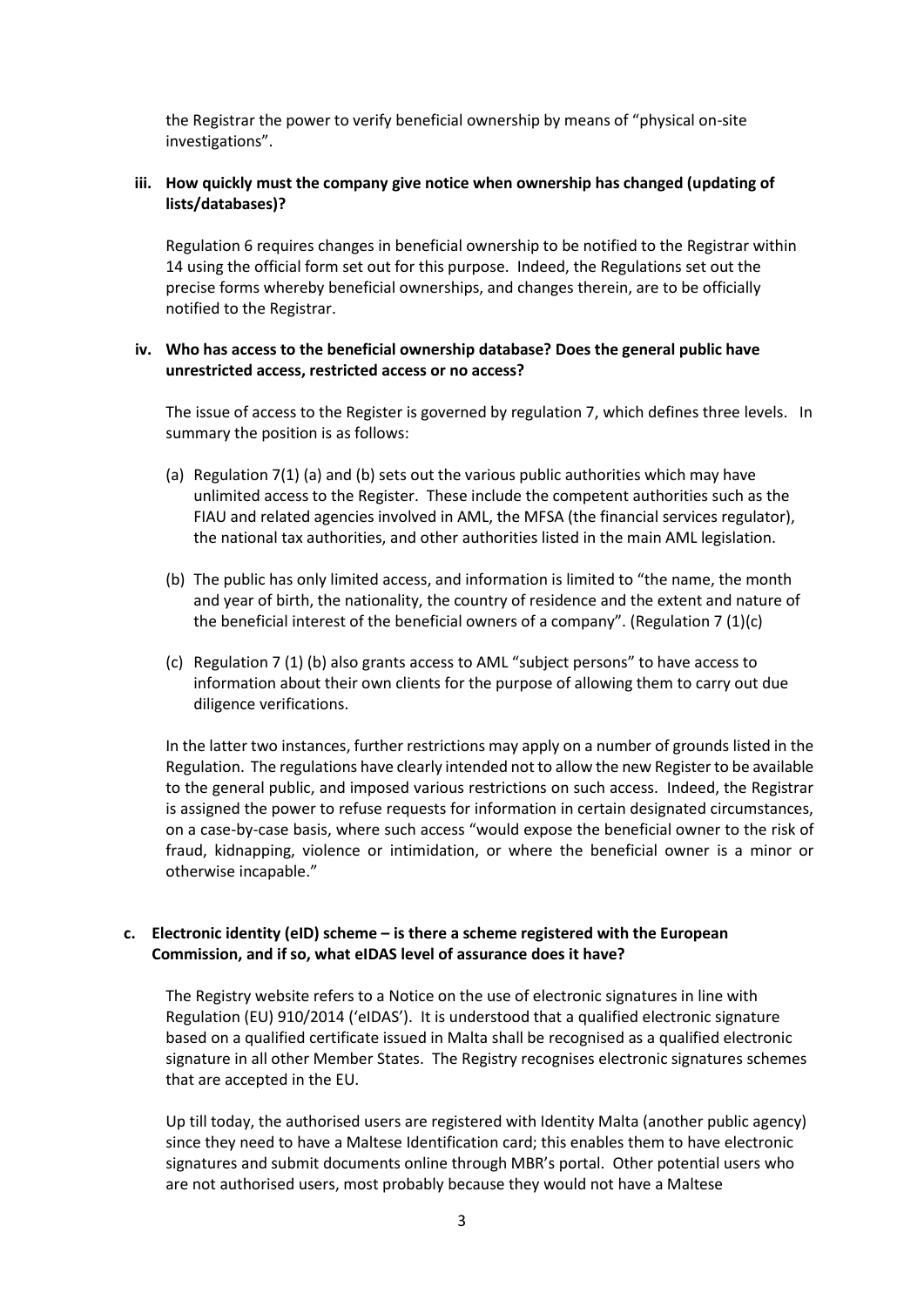the Registrar the power to verify beneficial ownership by means of "physical on-site investigations".

**iii. How quickly must the company give notice when ownership has changed (updating of lists/databases)?**

Regulation 6 requires changes in beneficial ownership to be notified to the Registrar within 14 using the official form set out for this purpose. Indeed, the Regulations set out the precise forms whereby beneficial ownerships, and changes therein, are to be officially notified to the Registrar.

**iv. Who has access to the beneficial ownership database? Does the general public have unrestricted access, restricted access or no access?**

The issue of access to the Register is governed by regulation 7, which defines three levels. In summary the position is as follows:

(a) Regulation 7(1) (a) and (b) sets out the various public authorities which may have unlimited access to the Register. These include the competent authorities such as the FIAU and related agencies involved in AML, the MFSA (the financial services regulator), the national tax authorities, and other authorities listed in the main AML legislation.

(b) The public has only limited access, and information is limited to "the name, the month and year of birth, the nationality, the country of residence and the extent and nature of the beneficial interest of the beneficial owners of a company". (Regulation 7 (1)(c)

(c) Regulation 7 (1) (b) also grants access to AML "subject persons" to have access to information about their own clients for the purpose of allowing them to carry out due diligence verifications.

In the latter two instances, further restrictions may apply on a number of grounds listed in the Regulation. The regulations have clearly intended not to allow the new Register to be available to the general public, and imposed various restrictions on such access. Indeed, the Registrar is assigned the power to refuse requests for information in certain designated circumstances, on a case-by-case basis, where such access "would expose the beneficial owner to the risk of fraud, kidnapping, violence or intimidation, or where the beneficial owner is a minor or otherwise incapable."

**c. Electronic identity (eID) scheme – is there a scheme registered with the European Commission, and if so, what eIDAS level of assurance does it have?**

The Registry website refers to a Notice on the use of electronic signatures in line with Regulation (EU) 910/2014 ('eIDAS'). It is understood that a qualified electronic signature based on a qualified certificate issued in Malta shall be recognised as a qualified electronic signature in all other Member States. The Registry recognises electronic signatures schemes that are accepted in the EU.

Up till today, the authorised users are registered with Identity Malta (another public agency) since they need to have a Maltese Identification card; this enables them to have electronic signatures and submit documents online through MBR's portal. Other potential users who are not authorised users, most probably because they would not have a Maltese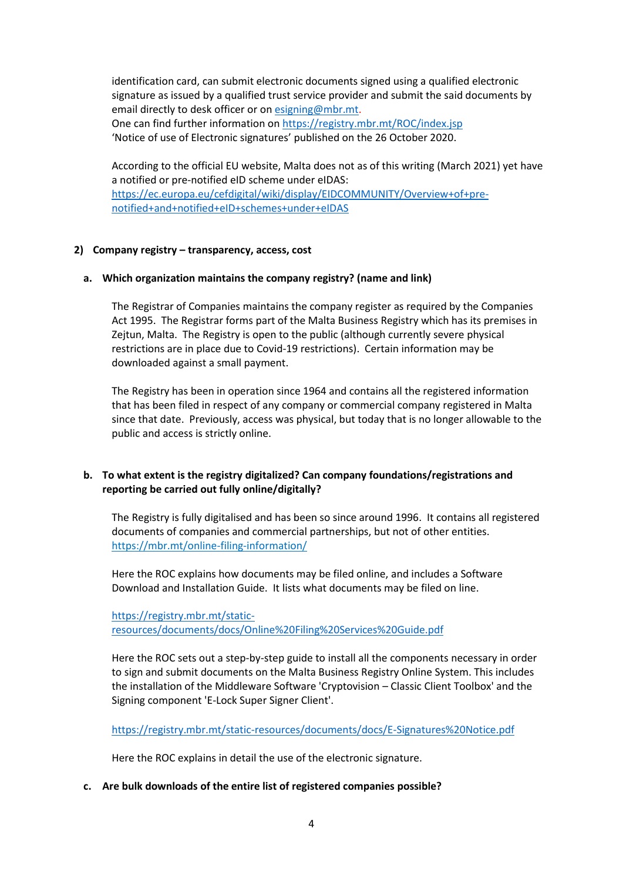identification card, can submit electronic documents signed using a qualified electronic signature as issued by a qualified trust service provider and submit the said documents by email directly to desk officer or on esigning@mbr.mt.
One can find further information on https://registry.mbr.mt/ROC/index.jsp
'Notice of use of Electronic signatures' published on the 26 October 2020.

According to the official EU website, Malta does not as of this writing (March 2021) yet have a notified or pre-notified eID scheme under eIDAS:
https://ec.europa.eu/cefdigital/wiki/display/EIDCOMMUNITY/Overview+of+pre-notified+and+notified+eID+schemes+under+eIDAS

## 2) Company registry – transparency, access, cost

### a. Which organization maintains the company registry? (name and link)

The Registrar of Companies maintains the company register as required by the Companies Act 1995. The Registrar forms part of the Malta Business Registry which has its premises in Zejtun, Malta. The Registry is open to the public (although currently severe physical restrictions are in place due to Covid-19 restrictions). Certain information may be downloaded against a small payment.

The Registry has been in operation since 1964 and contains all the registered information that has been filed in respect of any company or commercial company registered in Malta since that date. Previously, access was physical, but today that is no longer allowable to the public and access is strictly online.

### b. To what extent is the registry digitalized? Can company foundations/registrations and reporting be carried out fully online/digitally?

The Registry is fully digitalised and has been so since around 1996. It contains all registered documents of companies and commercial partnerships, but not of other entities.
https://mbr.mt/online-filing-information/

Here the ROC explains how documents may be filed online, and includes a Software Download and Installation Guide. It lists what documents may be filed on line.

https://registry.mbr.mt/static-resources/documents/docs/Online%20Filing%20Services%20Guide.pdf

Here the ROC sets out a step-by-step guide to install all the components necessary in order to sign and submit documents on the Malta Business Registry Online System. This includes the installation of the Middleware Software 'Cryptovision – Classic Client Toolbox' and the Signing component 'E-Lock Super Signer Client'.

https://registry.mbr.mt/static-resources/documents/docs/E-Signatures%20Notice.pdf

Here the ROC explains in detail the use of the electronic signature.

### c. Are bulk downloads of the entire list of registered companies possible?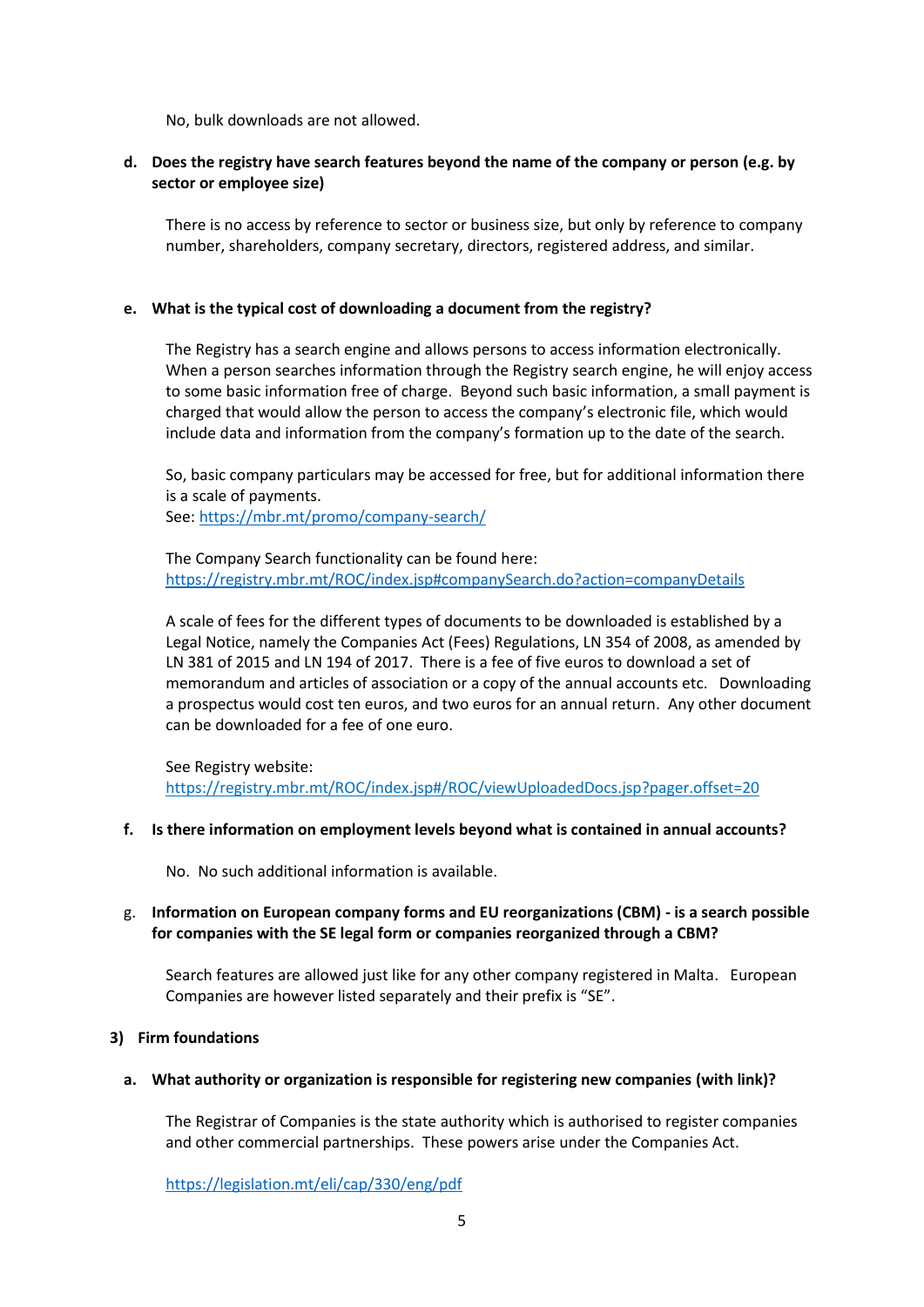No, bulk downloads are not allowed.

**d. Does the registry have search features beyond the name of the company or person (e.g. by sector or employee size)**

There is no access by reference to sector or business size, but only by reference to company number, shareholders, company secretary, directors, registered address, and similar.

**e. What is the typical cost of downloading a document from the registry?**

The Registry has a search engine and allows persons to access information electronically. When a person searches information through the Registry search engine, he will enjoy access to some basic information free of charge. Beyond such basic information, a small payment is charged that would allow the person to access the company's electronic file, which would include data and information from the company's formation up to the date of the search.

So, basic company particulars may be accessed for free, but for additional information there is a scale of payments.
See: https://mbr.mt/promo/company-search/

The Company Search functionality can be found here:
https://registry.mbr.mt/ROC/index.jsp#companySearch.do?action=companyDetails

A scale of fees for the different types of documents to be downloaded is established by a Legal Notice, namely the Companies Act (Fees) Regulations, LN 354 of 2008, as amended by LN 381 of 2015 and LN 194 of 2017. There is a fee of five euros to download a set of memorandum and articles of association or a copy of the annual accounts etc. Downloading a prospectus would cost ten euros, and two euros for an annual return. Any other document can be downloaded for a fee of one euro.

See Registry website:
https://registry.mbr.mt/ROC/index.jsp#/ROC/viewUploadedDocs.jsp?pager.offset=20

**f. Is there information on employment levels beyond what is contained in annual accounts?**

No. No such additional information is available.

g. **Information on European company forms and EU reorganizations (CBM) - is a search possible for companies with the SE legal form or companies reorganized through a CBM?**

Search features are allowed just like for any other company registered in Malta. European Companies are however listed separately and their prefix is "SE".

**3) Firm foundations**

**a. What authority or organization is responsible for registering new companies (with link)?**

The Registrar of Companies is the state authority which is authorised to register companies and other commercial partnerships. These powers arise under the Companies Act.

https://legislation.mt/eli/cap/330/eng/pdf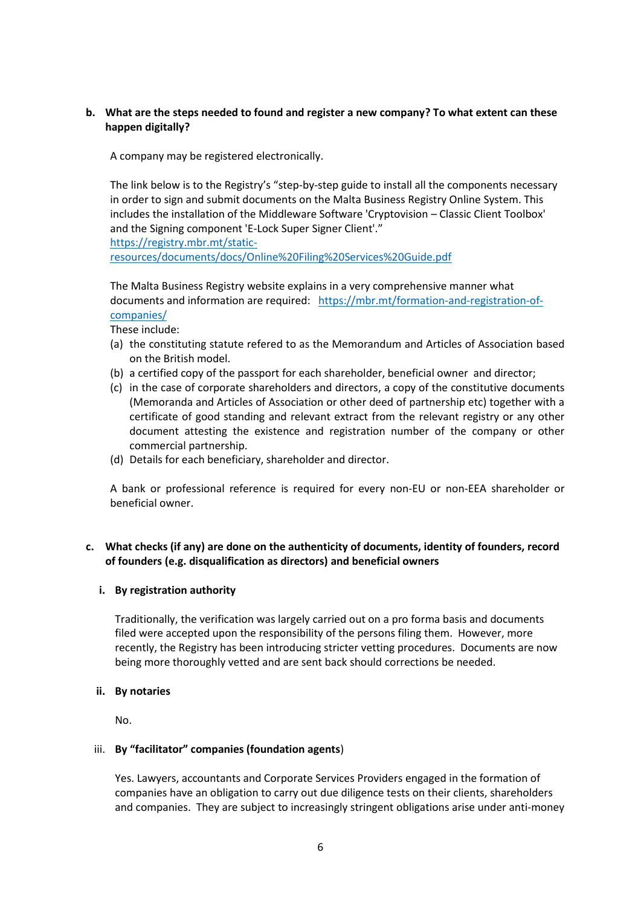**b. What are the steps needed to found and register a new company? To what extent can these happen digitally?**

A company may be registered electronically.

The link below is to the Registry's "step-by-step guide to install all the components necessary in order to sign and submit documents on the Malta Business Registry Online System. This includes the installation of the Middleware Software 'Cryptovision – Classic Client Toolbox' and the Signing component 'E-Lock Super Signer Client'."
[https://registry.mbr.mt/static-resources/documents/docs/Online%20Filing%20Services%20Guide.pdf](https://registry.mbr.mt/static-resources/documents/docs/Online%20Filing%20Services%20Guide.pdf)

The Malta Business Registry website explains in a very comprehensive manner what documents and information are required: [https://mbr.mt/formation-and-registration-of-companies/](https://mbr.mt/formation-and-registration-of-companies/)

These include:

(a) the constituting statute refered to as the Memorandum and Articles of Association based on the British model.

(b) a certified copy of the passport for each shareholder, beneficial owner and director;

(c) in the case of corporate shareholders and directors, a copy of the constitutive documents (Memoranda and Articles of Association or other deed of partnership etc) together with a certificate of good standing and relevant extract from the relevant registry or any other document attesting the existence and registration number of the company or other commercial partnership.

(d) Details for each beneficiary, shareholder and director.

A bank or professional reference is required for every non-EU or non-EEA shareholder or beneficial owner.

**c. What checks (if any) are done on the authenticity of documents, identity of founders, record of founders (e.g. disqualification as directors) and beneficial owners**

**i. By registration authority**

Traditionally, the verification was largely carried out on a pro forma basis and documents filed were accepted upon the responsibility of the persons filing them. However, more recently, the Registry has been introducing stricter vetting procedures. Documents are now being more thoroughly vetted and are sent back should corrections be needed.

**ii. By notaries**

No.

iii. **By "facilitator" companies (foundation agents**)

Yes. Lawyers, accountants and Corporate Services Providers engaged in the formation of companies have an obligation to carry out due diligence tests on their clients, shareholders and companies. They are subject to increasingly stringent obligations arise under anti-money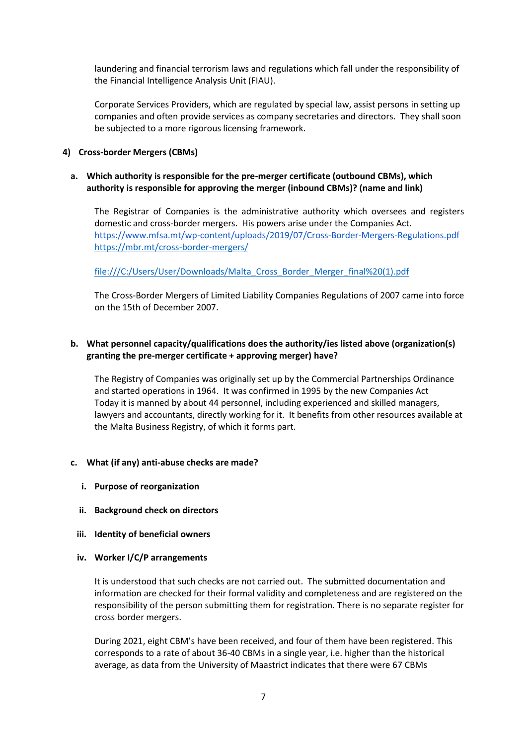laundering and financial terrorism laws and regulations which fall under the responsibility of the Financial Intelligence Analysis Unit (FIAU).

Corporate Services Providers, which are regulated by special law, assist persons in setting up companies and often provide services as company secretaries and directors. They shall soon be subjected to a more rigorous licensing framework.

**4) Cross-border Mergers (CBMs)**

**a. Which authority is responsible for the pre-merger certificate (outbound CBMs), which authority is responsible for approving the merger (inbound CBMs)? (name and link)**

The Registrar of Companies is the administrative authority which oversees and registers domestic and cross-border mergers. His powers arise under the Companies Act.
https://www.mfsa.mt/wp-content/uploads/2019/07/Cross-Border-Mergers-Regulations.pdf
https://mbr.mt/cross-border-mergers/

file:///C:/Users/User/Downloads/Malta_Cross_Border_Merger_final%20(1).pdf

The Cross-Border Mergers of Limited Liability Companies Regulations of 2007 came into force on the 15th of December 2007.

**b. What personnel capacity/qualifications does the authority/ies listed above (organization(s) granting the pre-merger certificate + approving merger) have?**

The Registry of Companies was originally set up by the Commercial Partnerships Ordinance and started operations in 1964. It was confirmed in 1995 by the new Companies Act
Today it is manned by about 44 personnel, including experienced and skilled managers, lawyers and accountants, directly working for it. It benefits from other resources available at the Malta Business Registry, of which it forms part.

**c. What (if any) anti-abuse checks are made?**

**i. Purpose of reorganization**

**ii. Background check on directors**

**iii. Identity of beneficial owners**

**iv. Worker I/C/P arrangements**

It is understood that such checks are not carried out. The submitted documentation and information are checked for their formal validity and completeness and are registered on the responsibility of the person submitting them for registration. There is no separate register for cross border mergers.

During 2021, eight CBM's have been received, and four of them have been registered. This corresponds to a rate of about 36-40 CBMs in a single year, i.e. higher than the historical average, as data from the University of Maastrict indicates that there were 67 CBMs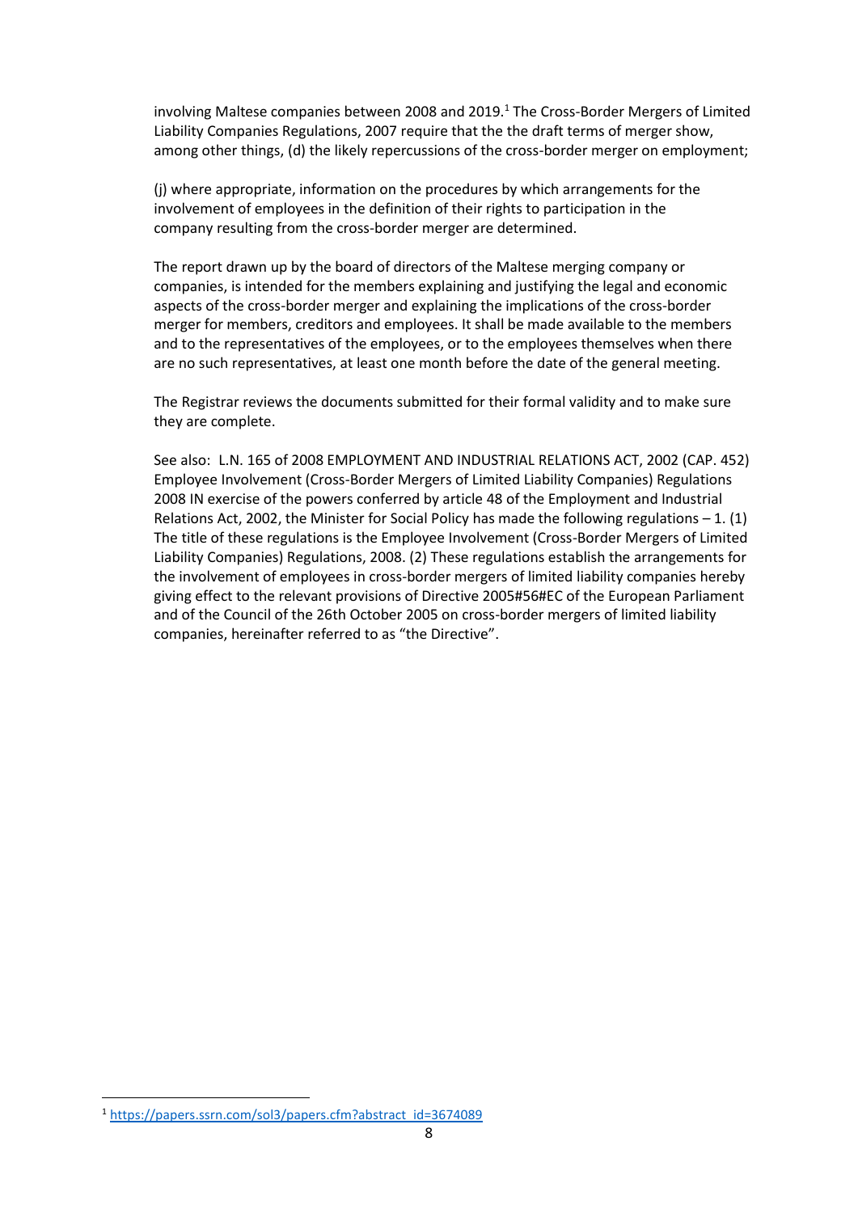involving Maltese companies between 2008 and 2019.[1] The Cross-Border Mergers of Limited Liability Companies Regulations, 2007 require that the the draft terms of merger show, among other things, (d) the likely repercussions of the cross-border merger on employment;

(j) where appropriate, information on the procedures by which arrangements for the involvement of employees in the definition of their rights to participation in the company resulting from the cross-border merger are determined.

The report drawn up by the board of directors of the Maltese merging company or companies, is intended for the members explaining and justifying the legal and economic aspects of the cross-border merger and explaining the implications of the cross-border merger for members, creditors and employees. It shall be made available to the members and to the representatives of the employees, or to the employees themselves when there are no such representatives, at least one month before the date of the general meeting.

The Registrar reviews the documents submitted for their formal validity and to make sure they are complete.

See also: L.N. 165 of 2008 EMPLOYMENT AND INDUSTRIAL RELATIONS ACT, 2002 (CAP. 452) Employee Involvement (Cross-Border Mergers of Limited Liability Companies) Regulations 2008 IN exercise of the powers conferred by article 48 of the Employment and Industrial Relations Act, 2002, the Minister for Social Policy has made the following regulations – 1. (1) The title of these regulations is the Employee Involvement (Cross-Border Mergers of Limited Liability Companies) Regulations, 2008. (2) These regulations establish the arrangements for the involvement of employees in cross-border mergers of limited liability companies hereby giving effect to the relevant provisions of Directive 2005#56#EC of the European Parliament and of the Council of the 26th October 2005 on cross-border mergers of limited liability companies, hereinafter referred to as "the Directive".

---

[1] https://papers.ssrn.com/sol3/papers.cfm?abstract_id=3674089